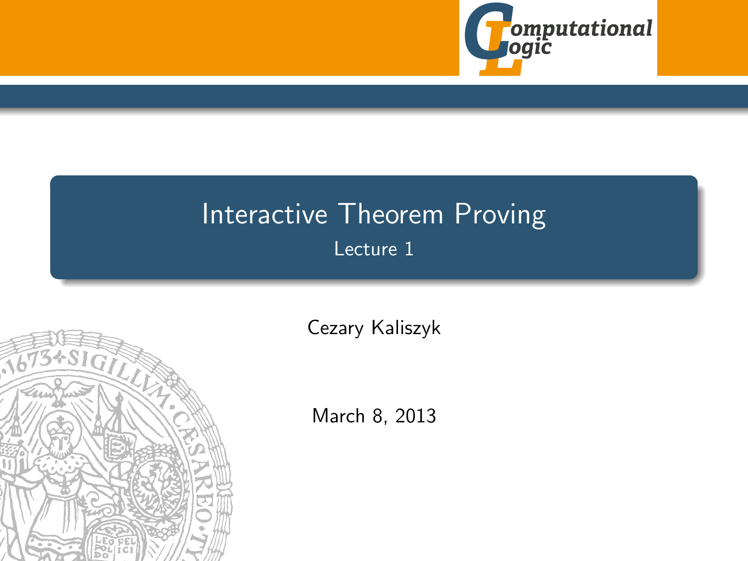# Interactive Theorem Proving

## Lecture 1

Cezary Kaliszyk

March 8, 2013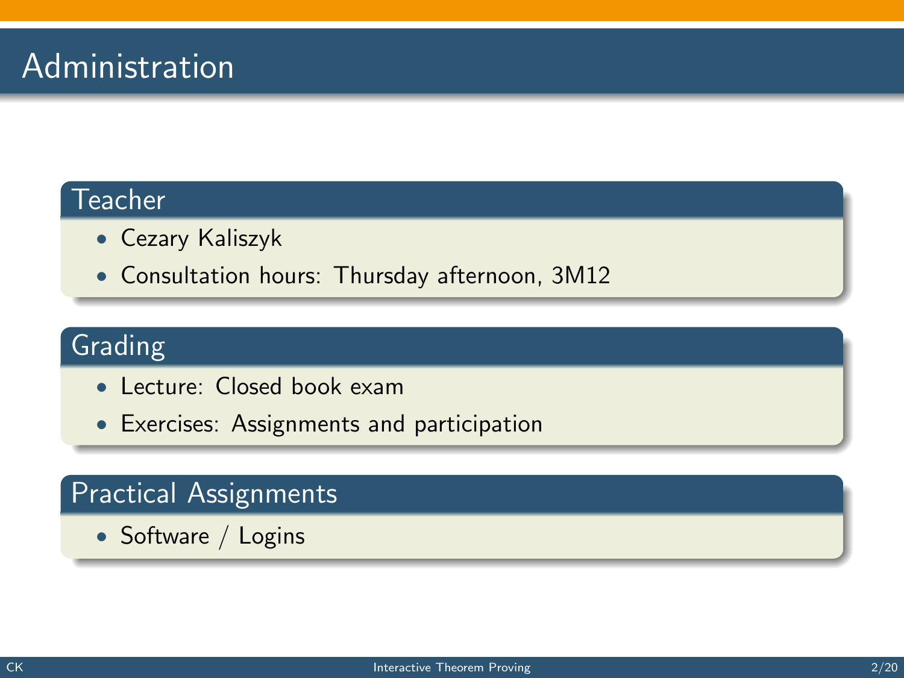# Administration

### Teacher

- Cezary Kaliszyk
- Consultation hours: Thursday afternoon, 3M12

### Grading

- Lecture: Closed book exam
- Exercises: Assignments and participation

### Practical Assignments

- Software / Logins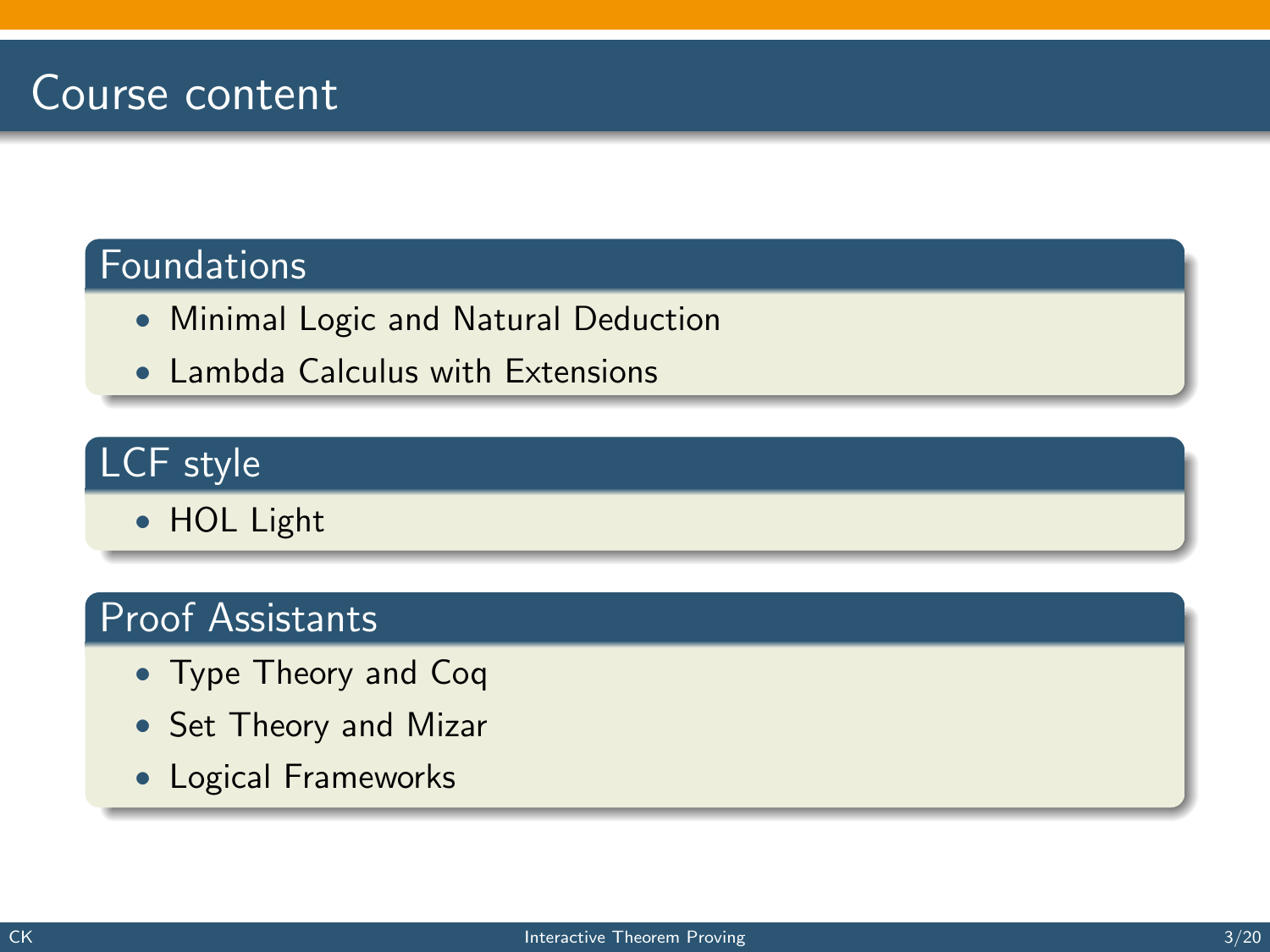# Course content

## Foundations

- Minimal Logic and Natural Deduction
- Lambda Calculus with Extensions

## LCF style

- HOL Light

## Proof Assistants

- Type Theory and Coq
- Set Theory and Mizar
- Logical Frameworks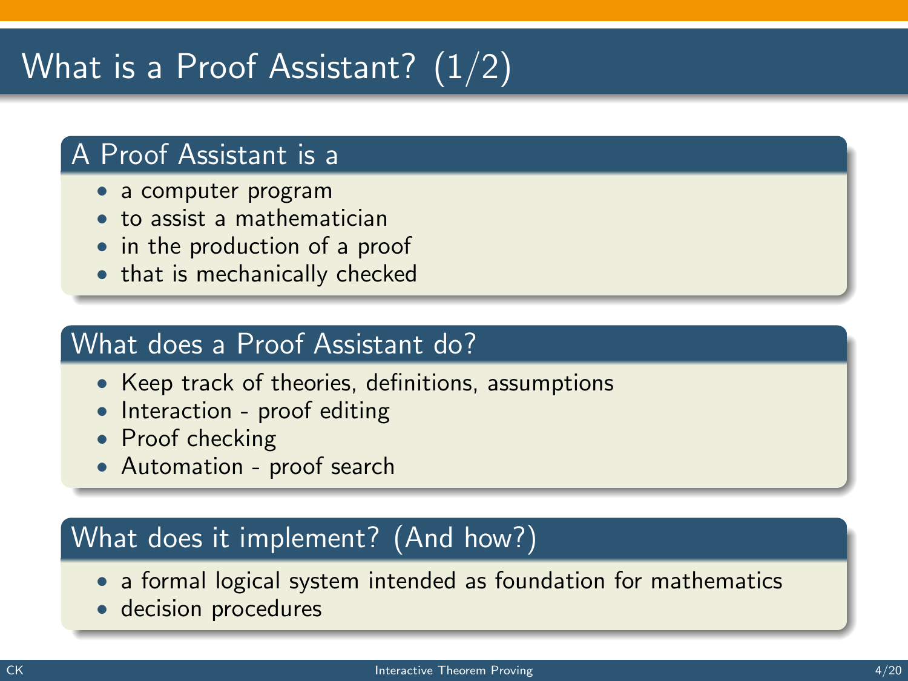# What is a Proof Assistant? (1/2)

## A Proof Assistant is a

- a computer program
- to assist a mathematician
- in the production of a proof
- that is mechanically checked

## What does a Proof Assistant do?

- Keep track of theories, definitions, assumptions
- Interaction - proof editing
- Proof checking
- Automation - proof search

## What does it implement? (And how?)

- a formal logical system intended as foundation for mathematics
- decision procedures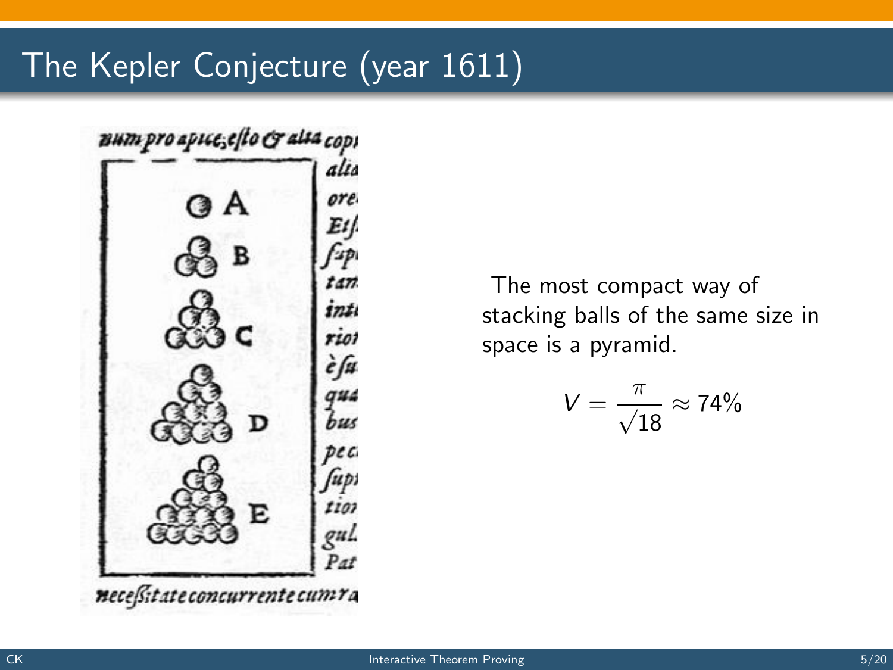# The Kepler Conjecture (year 1611)

The most compact way of stacking balls of the same size in space is a pyramid.

$$V = \frac{\pi}{\sqrt{18}} \approx 74\%$$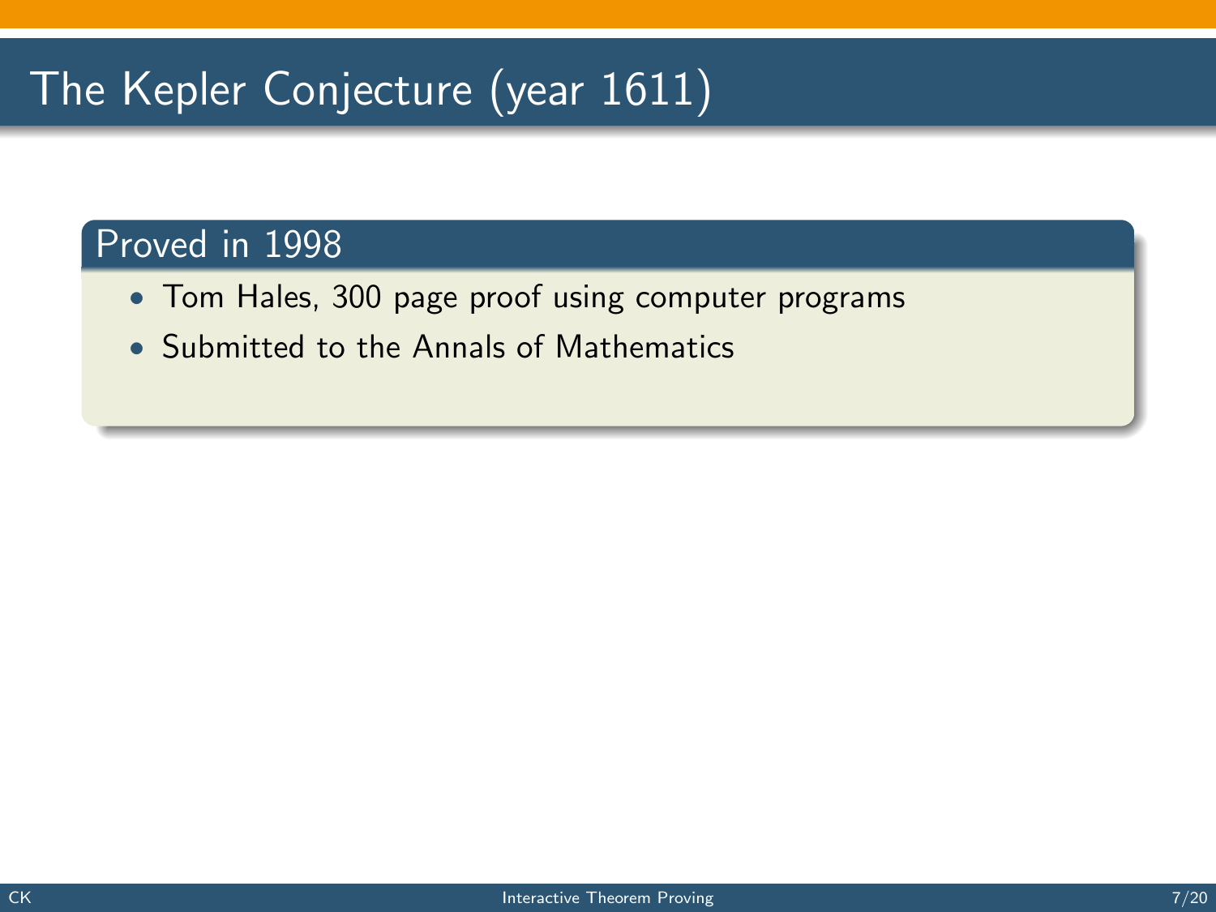# The Kepler Conjecture (year 1611)

## Proved in 1998

- Tom Hales, 300 page proof using computer programs
- Submitted to the Annals of Mathematics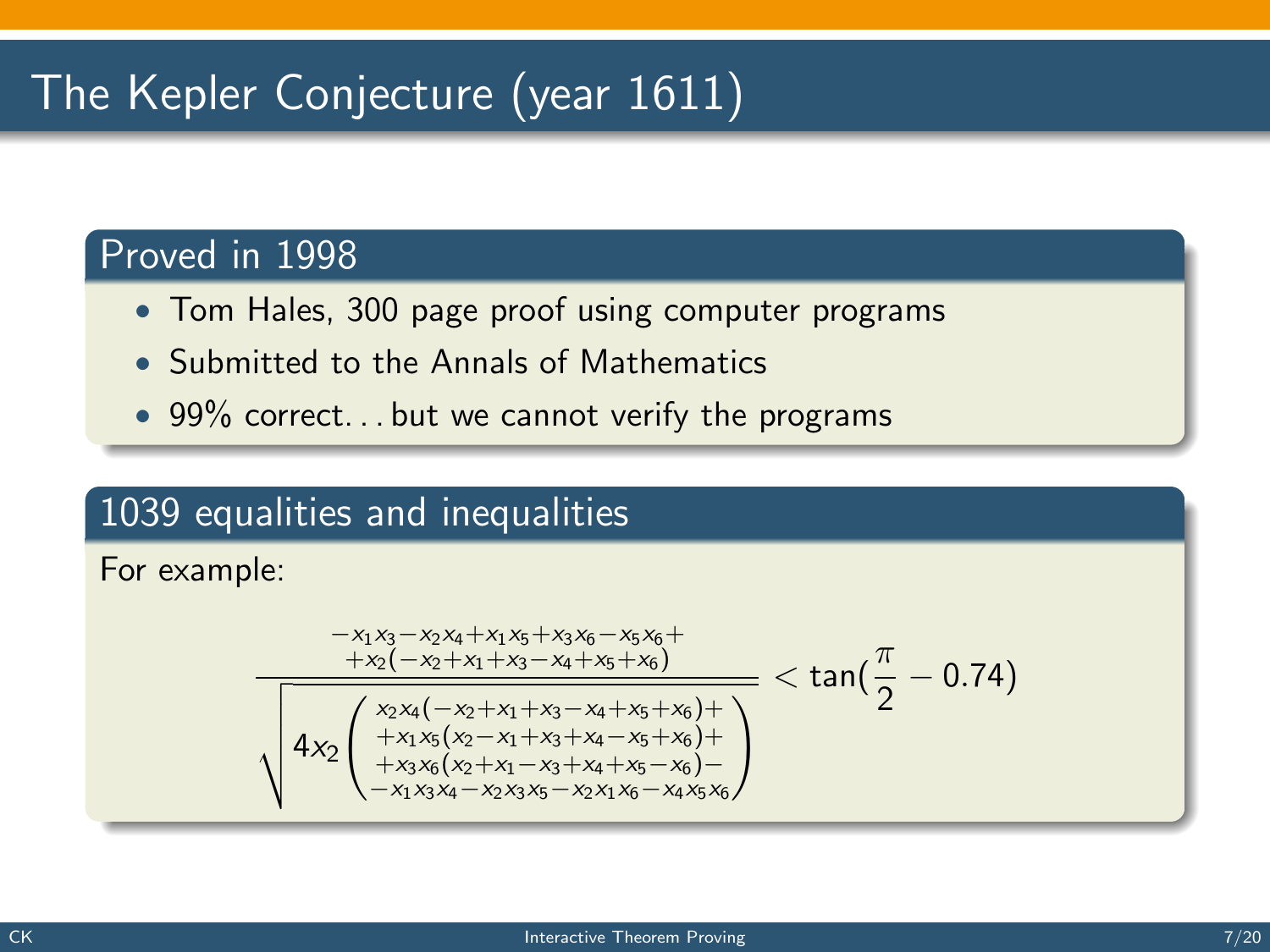# The Kepler Conjecture (year 1611)

## Proved in 1998

- Tom Hales, 300 page proof using computer programs
- Submitted to the Annals of Mathematics
- 99% correct... but we cannot verify the programs

## 1039 equalities and inequalities

For example:

$$\frac{\begin{array}{c}-x_1x_3-x_2x_4+x_1x_5+x_3x_6-x_5x_6+\\+x_2(-x_2+x_1+x_3-x_4+x_5+x_6)\end{array}}{\sqrt{4x_2\left(\begin{array}{c}x_2x_4(-x_2+x_1+x_3-x_4+x_5+x_6)+\\+x_1x_5(x_2-x_1+x_3+x_4-x_5+x_6)+\\+x_3x_6(x_2+x_1-x_3+x_4+x_5-x_6)-\\-x_1x_3x_4-x_2x_3x_5-x_2x_1x_6-x_4x_5x_6\end{array}\right)}} < \tan(\frac{\pi}{2}-0.74)$$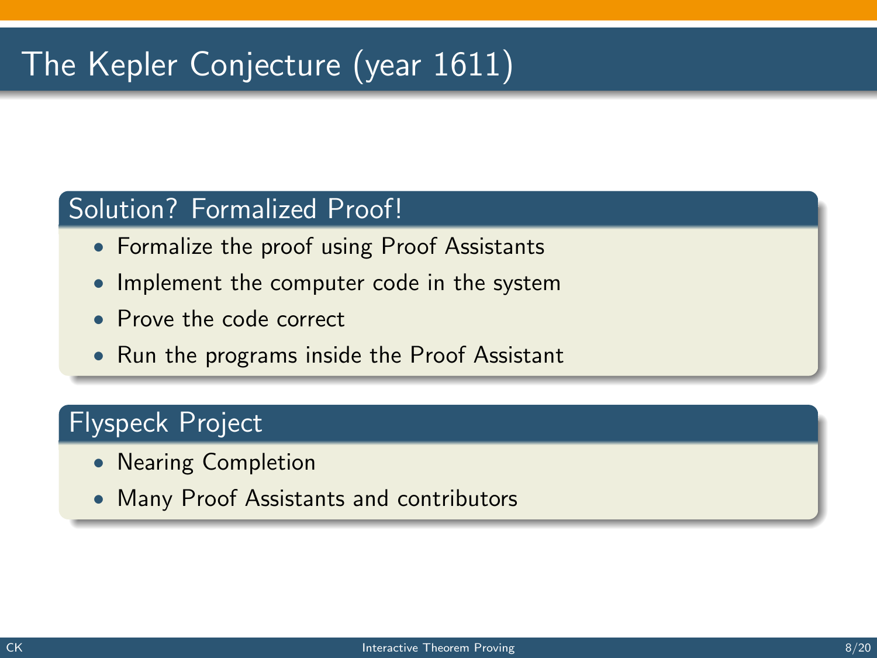# The Kepler Conjecture (year 1611)

## Solution? Formalized Proof!

- Formalize the proof using Proof Assistants
- Implement the computer code in the system
- Prove the code correct
- Run the programs inside the Proof Assistant

## Flyspeck Project

- Nearing Completion
- Many Proof Assistants and contributors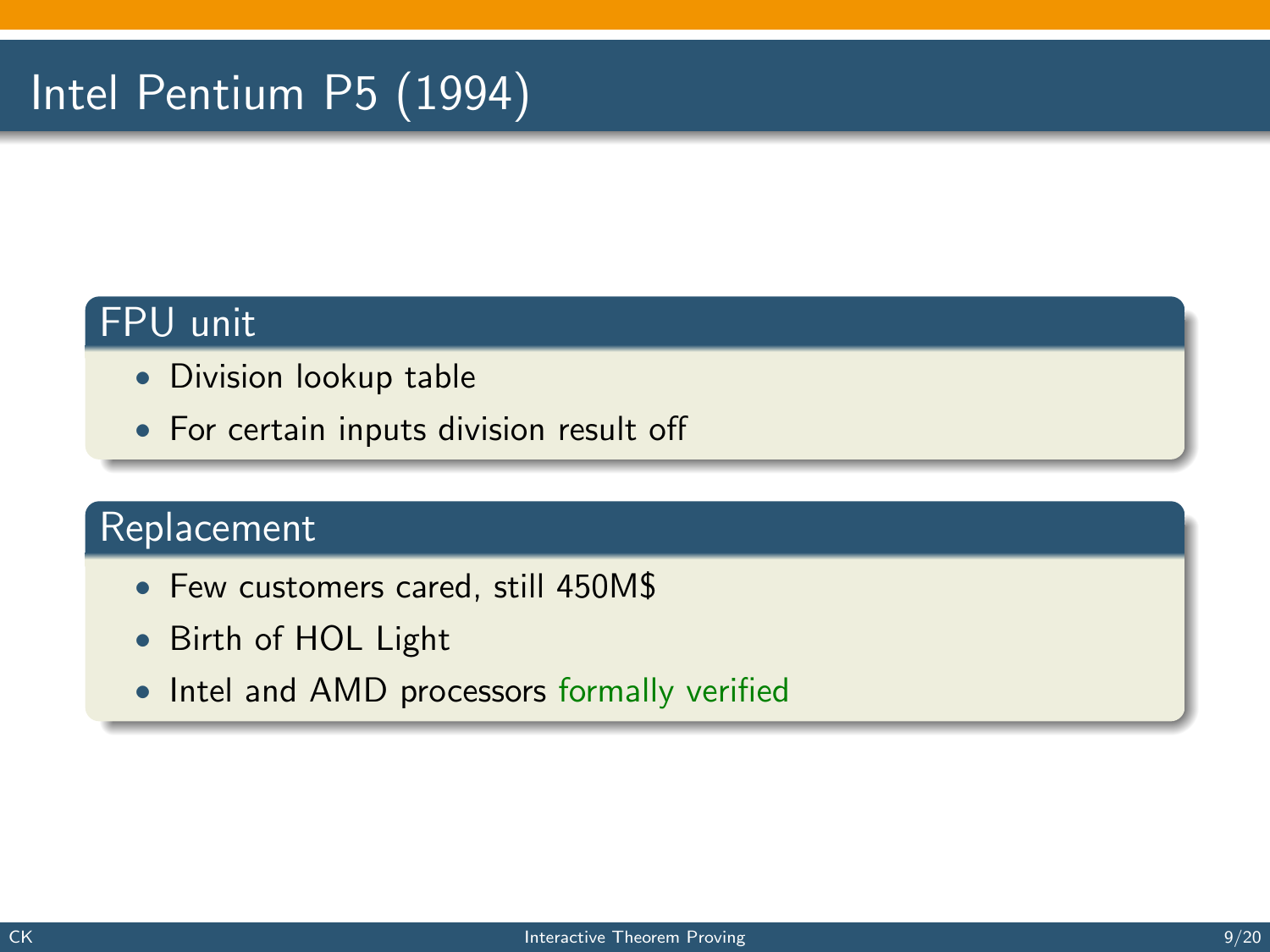# Intel Pentium P5 (1994)

## FPU unit

- Division lookup table
- For certain inputs division result off

## Replacement

- Few customers cared, still 450M$
- Birth of HOL Light
- Intel and AMD processors formally verified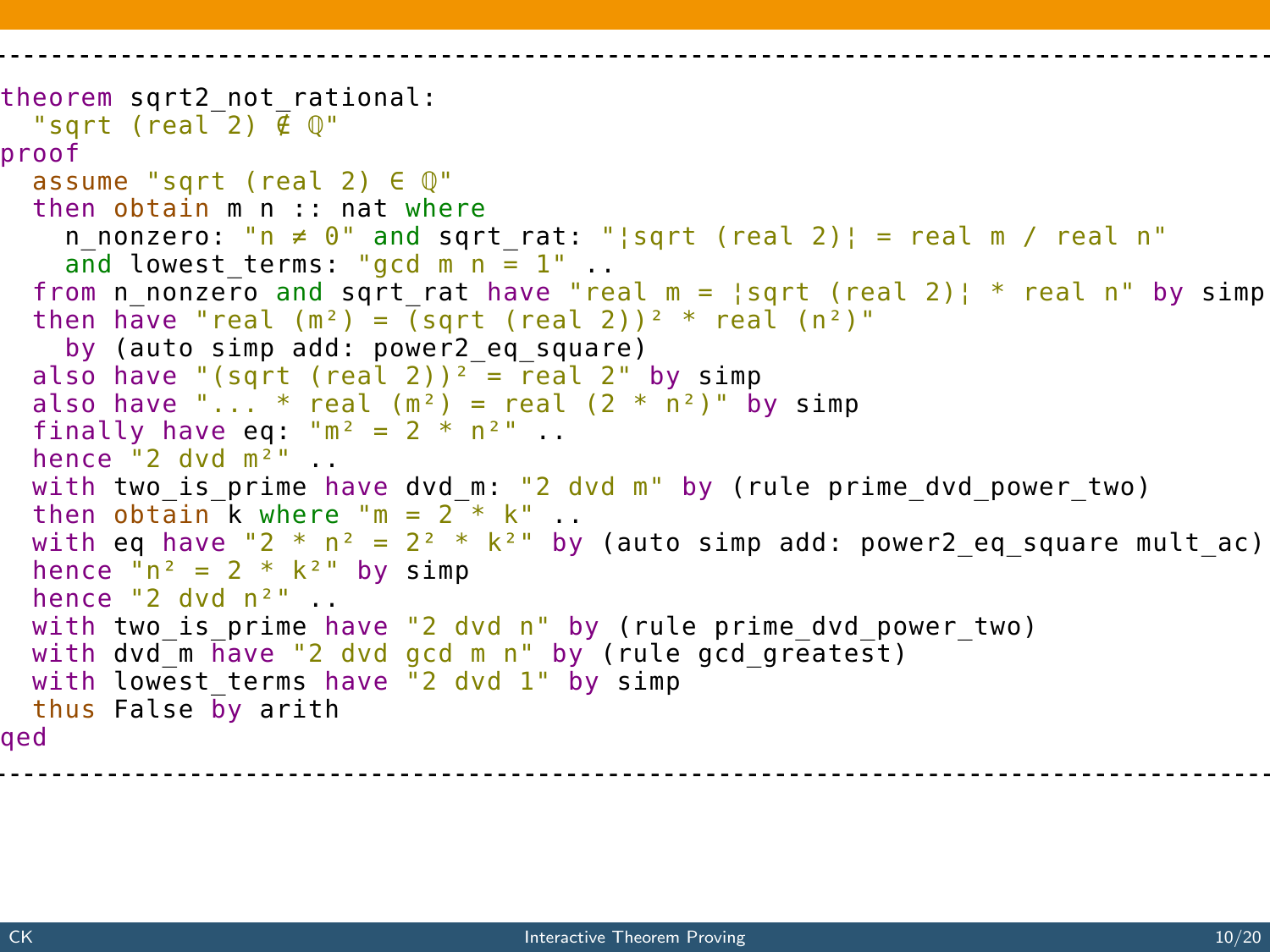```
theorem sqrt2_not_rational:
  "sqrt (real 2) ∉ ℚ"
proof
  assume "sqrt (real 2) ∈ ℚ"
  then obtain m n :: nat where
    n_nonzero: "n ≠ 0" and sqrt_rat: "¦sqrt (real 2)¦ = real m / real n"
    and lowest_terms: "gcd m n = 1" ..
  from n_nonzero and sqrt_rat have "real m = ¦sqrt (real 2)¦ * real n" by simp
  then have "real (m²) = (sqrt (real 2))² * real (n²)"
    by (auto simp add: power2_eq_square)
  also have "(sqrt (real 2))² = real 2" by simp
  also have "... * real (m²) = real (2 * n²)" by simp
  finally have eq: "m² = 2 * n²" ..
  hence "2 dvd m²" ..
  with two_is_prime have dvd_m: "2 dvd m" by (rule prime_dvd_power_two)
  then obtain k where "m = 2 * k" ..
  with eq have "2 * n² = 2² * k²" by (auto simp add: power2_eq_square mult_ac)
  hence "n² = 2 * k²" by simp
  hence "2 dvd n²" ..
  with two_is_prime have "2 dvd n" by (rule prime_dvd_power_two)
  with dvd_m have "2 dvd gcd m n" by (rule gcd_greatest)
  with lowest_terms have "2 dvd 1" by simp
  thus False by arith
qed
```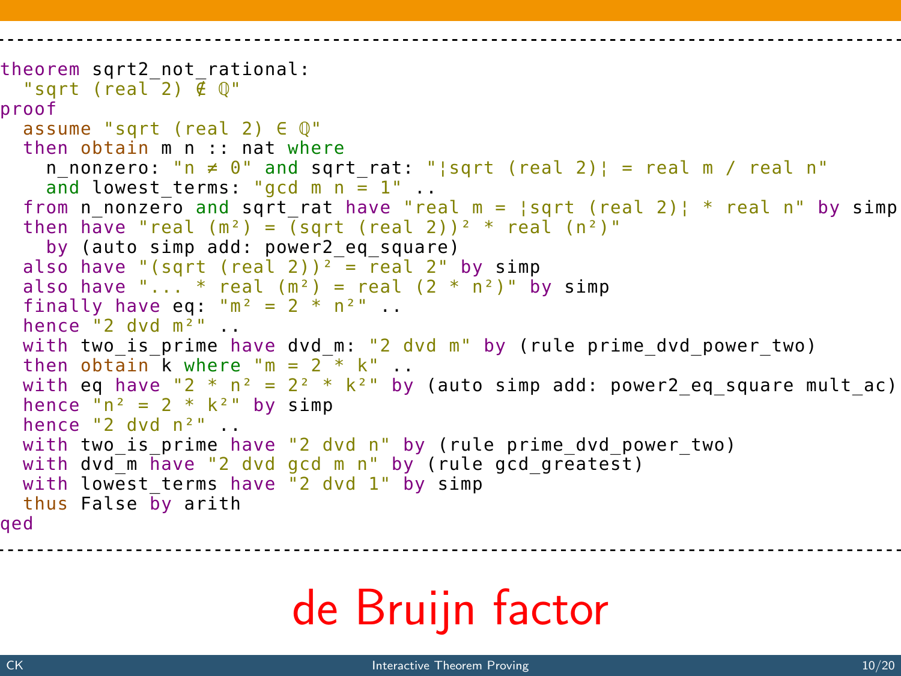```
theorem sqrt2_not_rational:
  "sqrt (real 2) ∉ ℚ"
proof
  assume "sqrt (real 2) ∈ ℚ"
  then obtain m n :: nat where
    n_nonzero: "n ≠ 0" and sqrt_rat: "¦sqrt (real 2)¦ = real m / real n"
    and lowest_terms: "gcd m n = 1" ..
  from n_nonzero and sqrt_rat have "real m = ¦sqrt (real 2)¦ * real n" by simp
  then have "real (m²) = (sqrt (real 2))² * real (n²)"
    by (auto simp add: power2_eq_square)
  also have "(sqrt (real 2))² = real 2" by simp
  also have "... * real (m²) = real (2 * n²)" by simp
  finally have eq: "m² = 2 * n²" ..
  hence "2 dvd m²" ..
  with two_is_prime have dvd_m: "2 dvd m" by (rule prime_dvd_power_two)
  then obtain k where "m = 2 * k" ..
  with eq have "2 * n² = 2² * k²" by (auto simp add: power2_eq_square mult_ac)
  hence "n² = 2 * k²" by simp
  hence "2 dvd n²" ..
  with two_is_prime have "2 dvd n" by (rule prime_dvd_power_two)
  with dvd_m have "2 dvd gcd m n" by (rule gcd_greatest)
  with lowest_terms have "2 dvd 1" by simp
  thus False by arith
qed
```

de Bruijn factor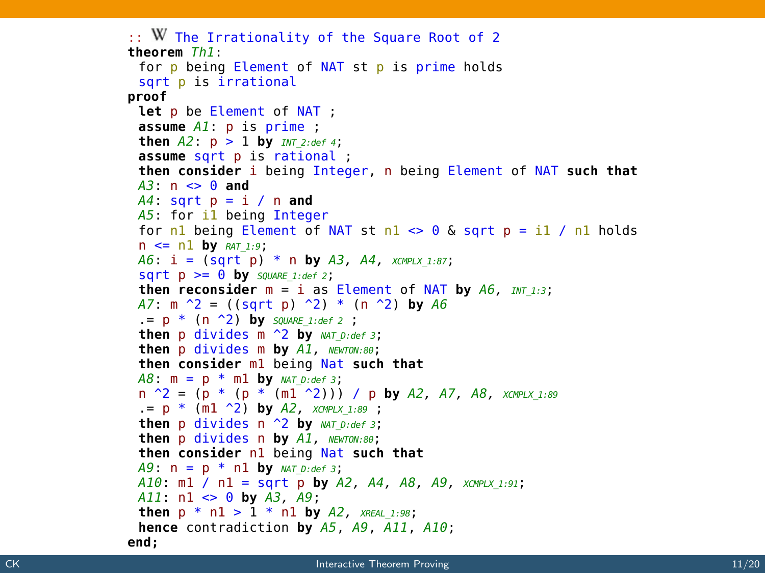```
:: W The Irrationality of the Square Root of 2
theorem Th1:
 for p being Element of NAT st p is prime holds
 sqrt p is irrational
proof
 let p be Element of NAT ;
 assume A1: p is prime ;
 then A2: p > 1 by INT_2:def 4;
 assume sqrt p is rational ;
 then consider i being Integer, n being Element of NAT such that
 A3: n <> 0 and
 A4: sqrt p = i / n and
 A5: for i1 being Integer
 for n1 being Element of NAT st n1 <> 0 & sqrt p = i1 / n1 holds
 n <= n1 by RAT_1:9;
 A6: i = (sqrt p) * n by A3, A4, XCMPLX_1:87;
 sqrt p >= 0 by SQUARE_1:def 2;
 then reconsider m = i as Element of NAT by A6, INT_1:3;
 A7: m ^2 = ((sqrt p) ^2) * (n ^2) by A6
 .= p * (n ^2) by SQUARE_1:def 2 ;
 then p divides m ^2 by NAT_D:def 3;
 then p divides m by A1, NEWTON:80;
 then consider m1 being Nat such that
 A8: m = p * m1 by NAT_D:def 3;
 n ^2 = (p * (p * (m1 ^2))) / p by A2, A7, A8, XCMPLX_1:89
 .= p * (m1 ^2) by A2, XCMPLX_1:89 ;
 then p divides n ^2 by NAT_D:def 3;
 then p divides n by A1, NEWTON:80;
 then consider n1 being Nat such that
 A9: n = p * n1 by NAT_D:def 3;
 A10: m1 / n1 = sqrt p by A2, A4, A8, A9, XCMPLX_1:91;
 A11: n1 <> 0 by A3, A9;
 then p * n1 > 1 * n1 by A2, XREAL_1:98;
 hence contradiction by A5, A9, A11, A10;
end;
```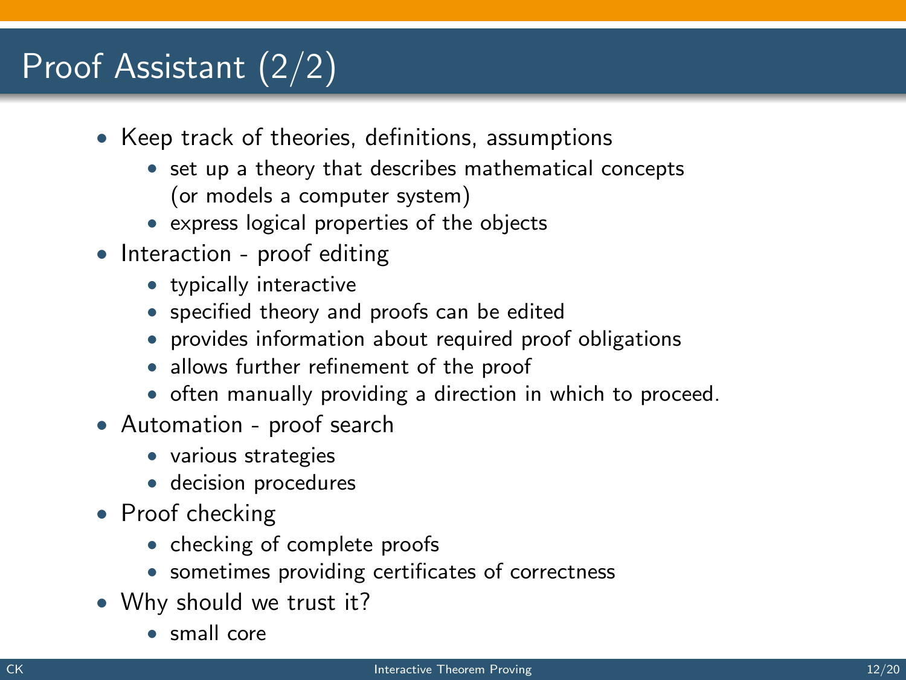# Proof Assistant (2/2)

- Keep track of theories, definitions, assumptions
  - set up a theory that describes mathematical concepts (or models a computer system)
  - express logical properties of the objects
- Interaction - proof editing
  - typically interactive
  - specified theory and proofs can be edited
  - provides information about required proof obligations
  - allows further refinement of the proof
  - often manually providing a direction in which to proceed.
- Automation - proof search
  - various strategies
  - decision procedures
- Proof checking
  - checking of complete proofs
  - sometimes providing certificates of correctness
- Why should we trust it?
  - small core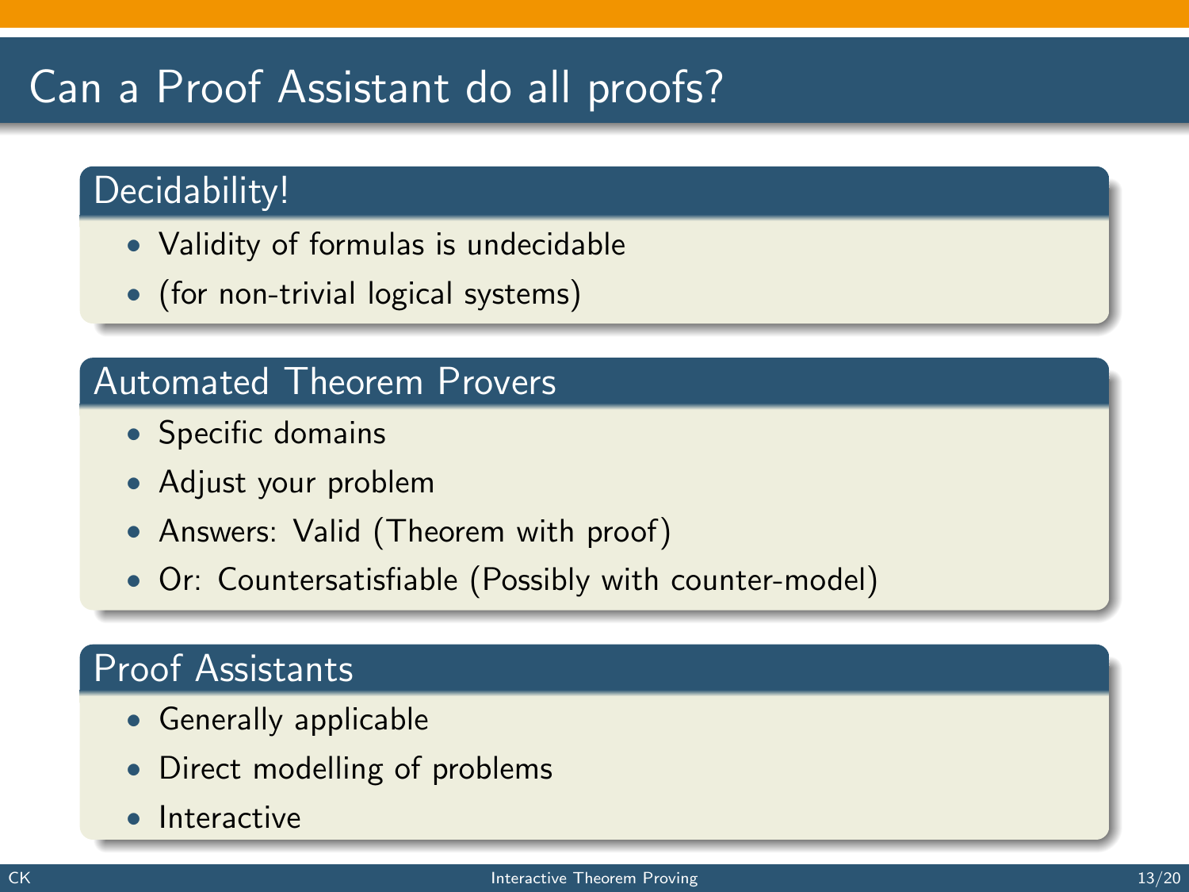# Can a Proof Assistant do all proofs?

## Decidability!

- Validity of formulas is undecidable
- (for non-trivial logical systems)

## Automated Theorem Provers

- Specific domains
- Adjust your problem
- Answers: Valid (Theorem with proof)
- Or: Countersatisfiable (Possibly with counter-model)

## Proof Assistants

- Generally applicable
- Direct modelling of problems
- Interactive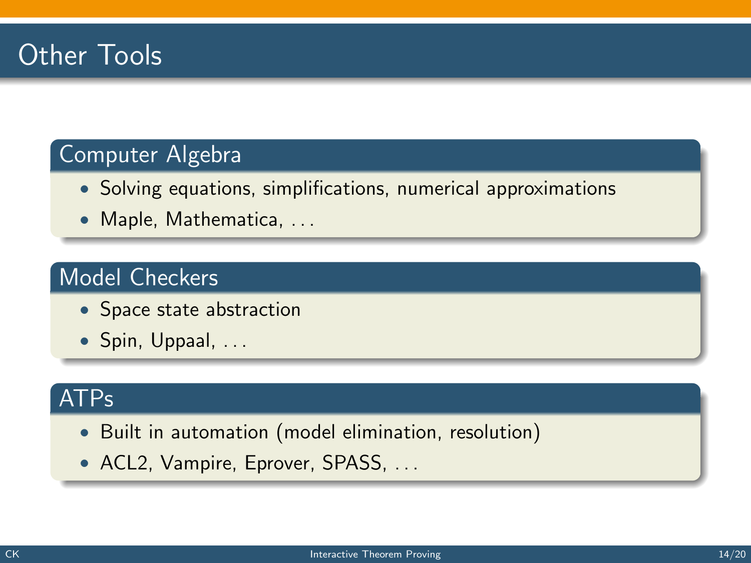# Other Tools

## Computer Algebra

- Solving equations, simplifications, numerical approximations
- Maple, Mathematica, ...

## Model Checkers

- Space state abstraction
- Spin, Uppaal, ...

## ATPs

- Built in automation (model elimination, resolution)
- ACL2, Vampire, Eprover, SPASS, ...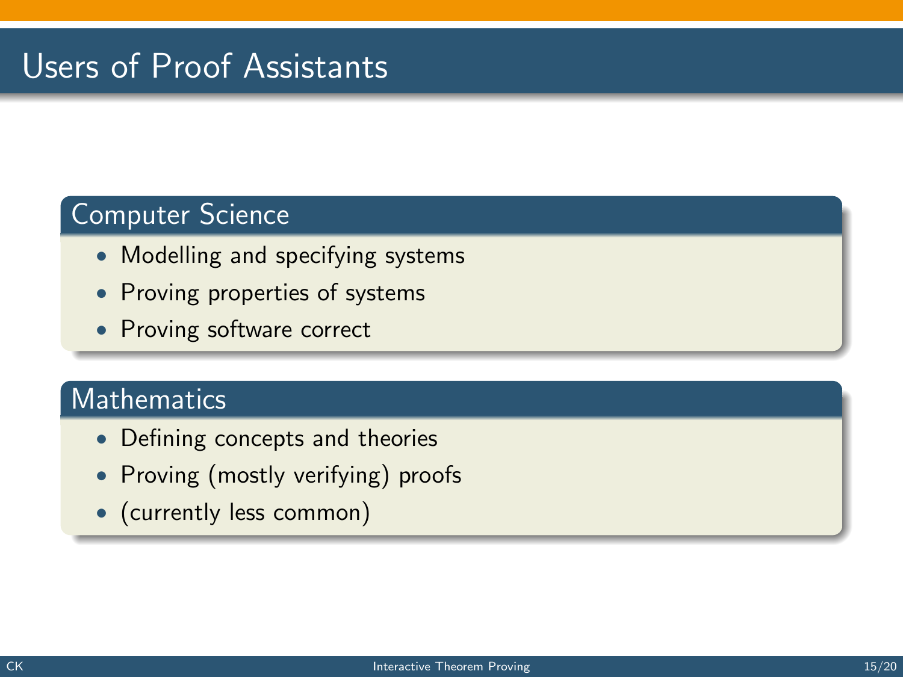# Users of Proof Assistants

## Computer Science

- Modelling and specifying systems
- Proving properties of systems
- Proving software correct

## Mathematics

- Defining concepts and theories
- Proving (mostly verifying) proofs
- (currently less common)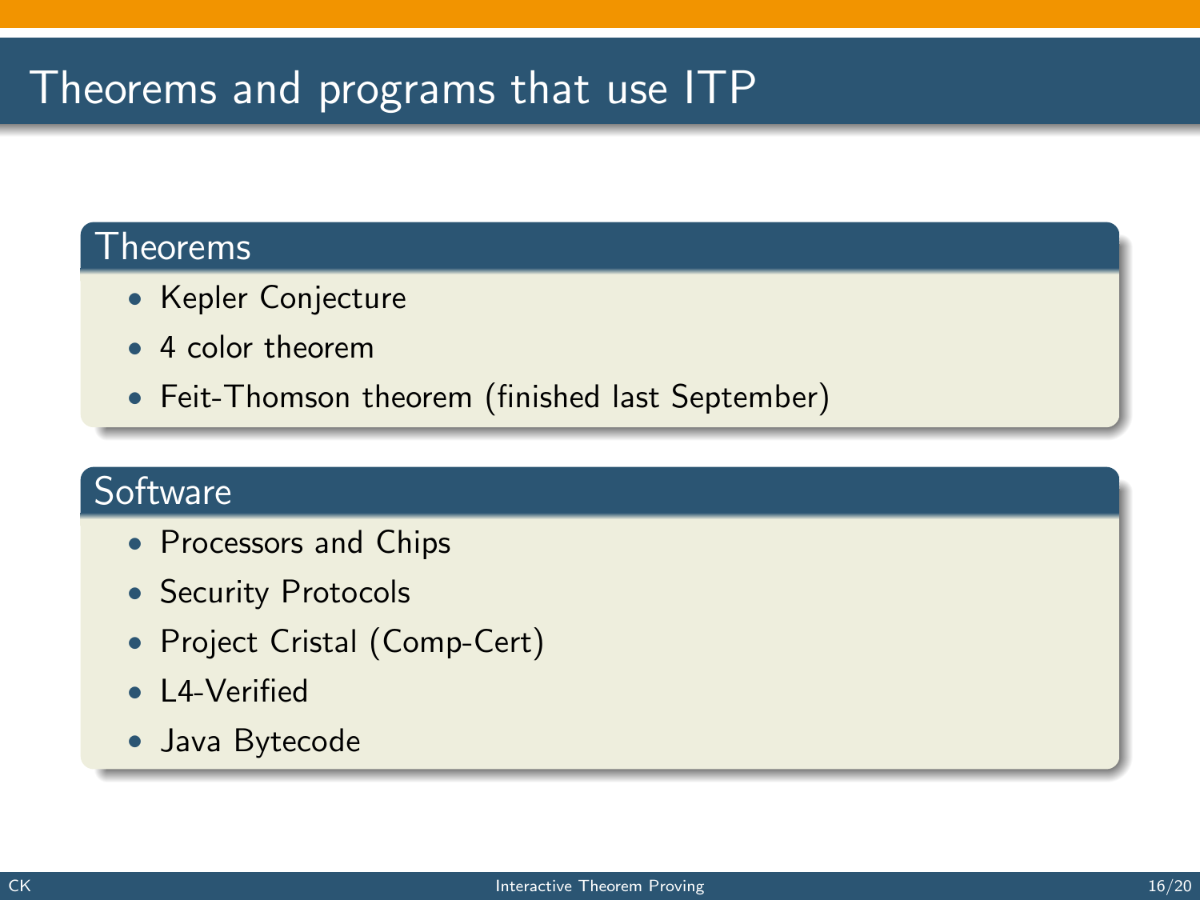# Theorems and programs that use ITP

## Theorems

- Kepler Conjecture
- 4 color theorem
- Feit-Thomson theorem (finished last September)

## Software

- Processors and Chips
- Security Protocols
- Project Cristal (Comp-Cert)
- L4-Verified
- Java Bytecode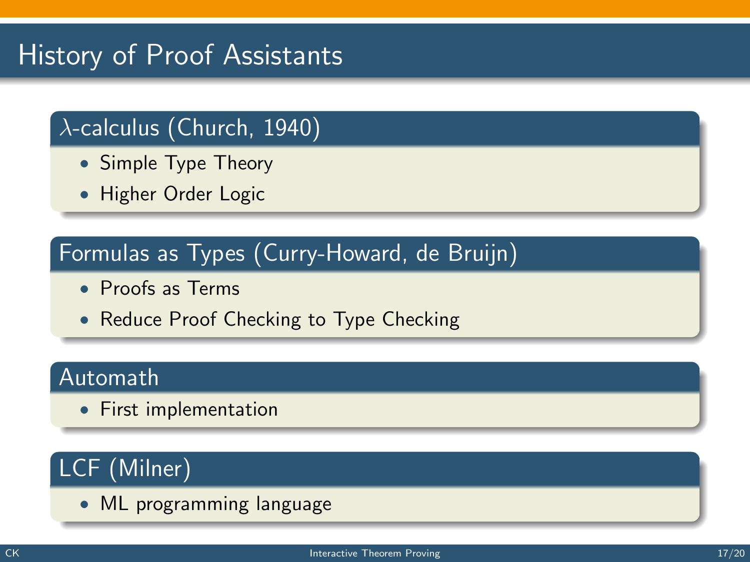# History of Proof Assistants

## $\lambda$-calculus (Church, 1940)

- Simple Type Theory
- Higher Order Logic

## Formulas as Types (Curry-Howard, de Bruijn)

- Proofs as Terms
- Reduce Proof Checking to Type Checking

## Automath

- First implementation

## LCF (Milner)

- ML programming language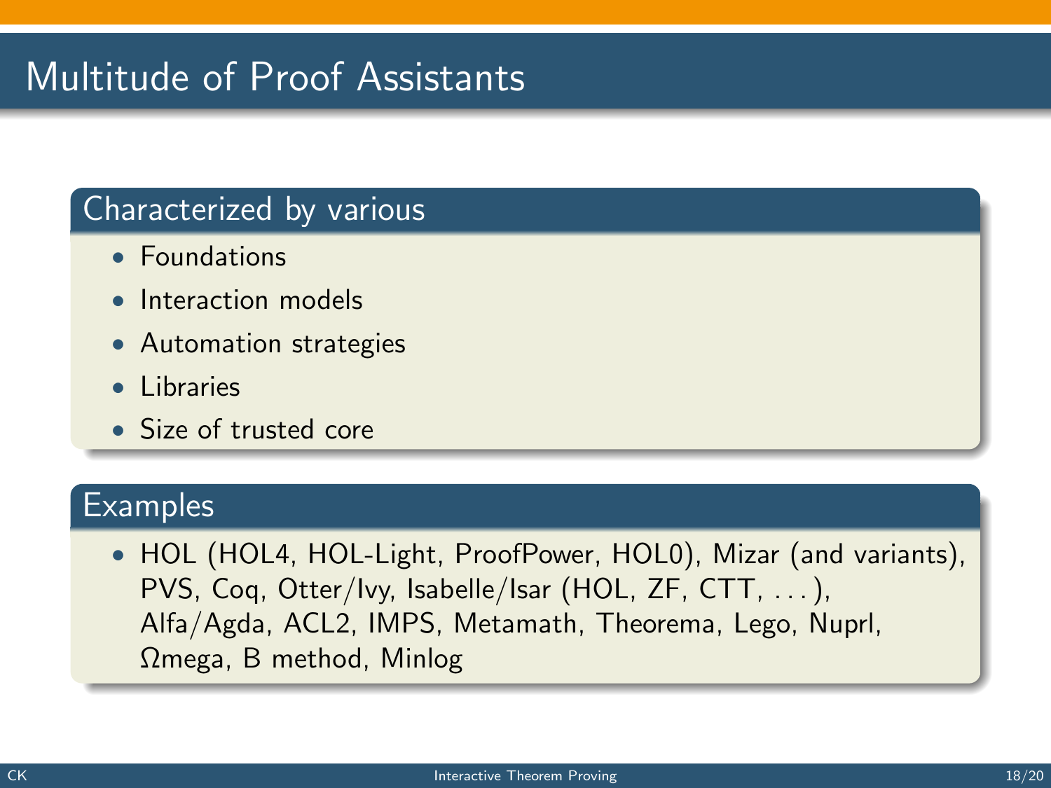# Multitude of Proof Assistants

## Characterized by various

- Foundations
- Interaction models
- Automation strategies
- Libraries
- Size of trusted core

## Examples

- HOL (HOL4, HOL-Light, ProofPower, HOL0), Mizar (and variants), PVS, Coq, Otter/Ivy, Isabelle/Isar (HOL, ZF, CTT, ...), Alfa/Agda, ACL2, IMPS, Metamath, Theorema, Lego, Nuprl, Ωmega, B method, Minlog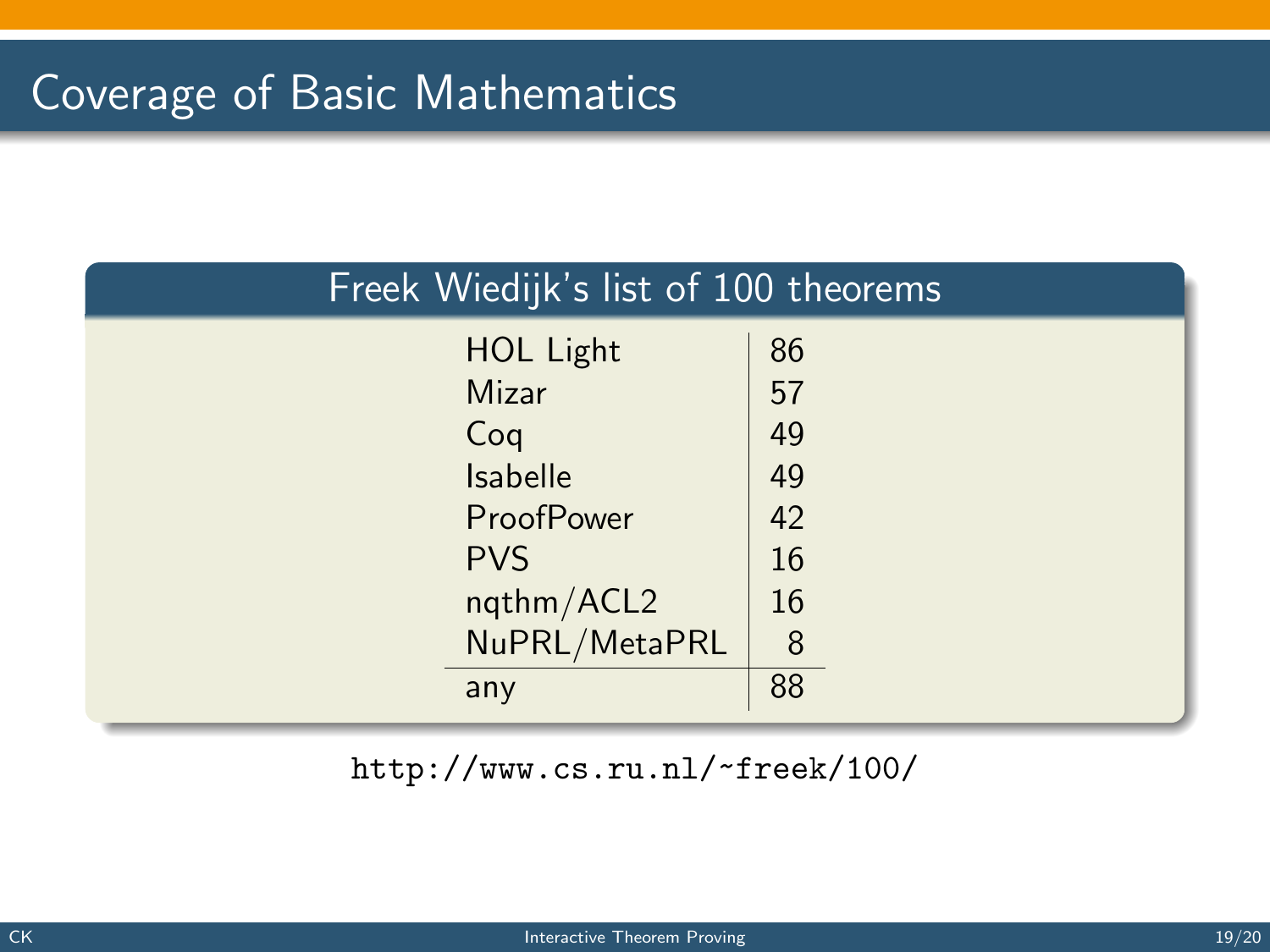# Coverage of Basic Mathematics

## Freek Wiedijk's list of 100 theorems

| System | Count |
|---|---|
| HOL Light | 86 |
| Mizar | 57 |
| Coq | 49 |
| Isabelle | 49 |
| ProofPower | 42 |
| PVS | 16 |
| nqthm/ACL2 | 16 |
| NuPRL/MetaPRL | 8 |
| any | 88 |

`http://www.cs.ru.nl/~freek/100/`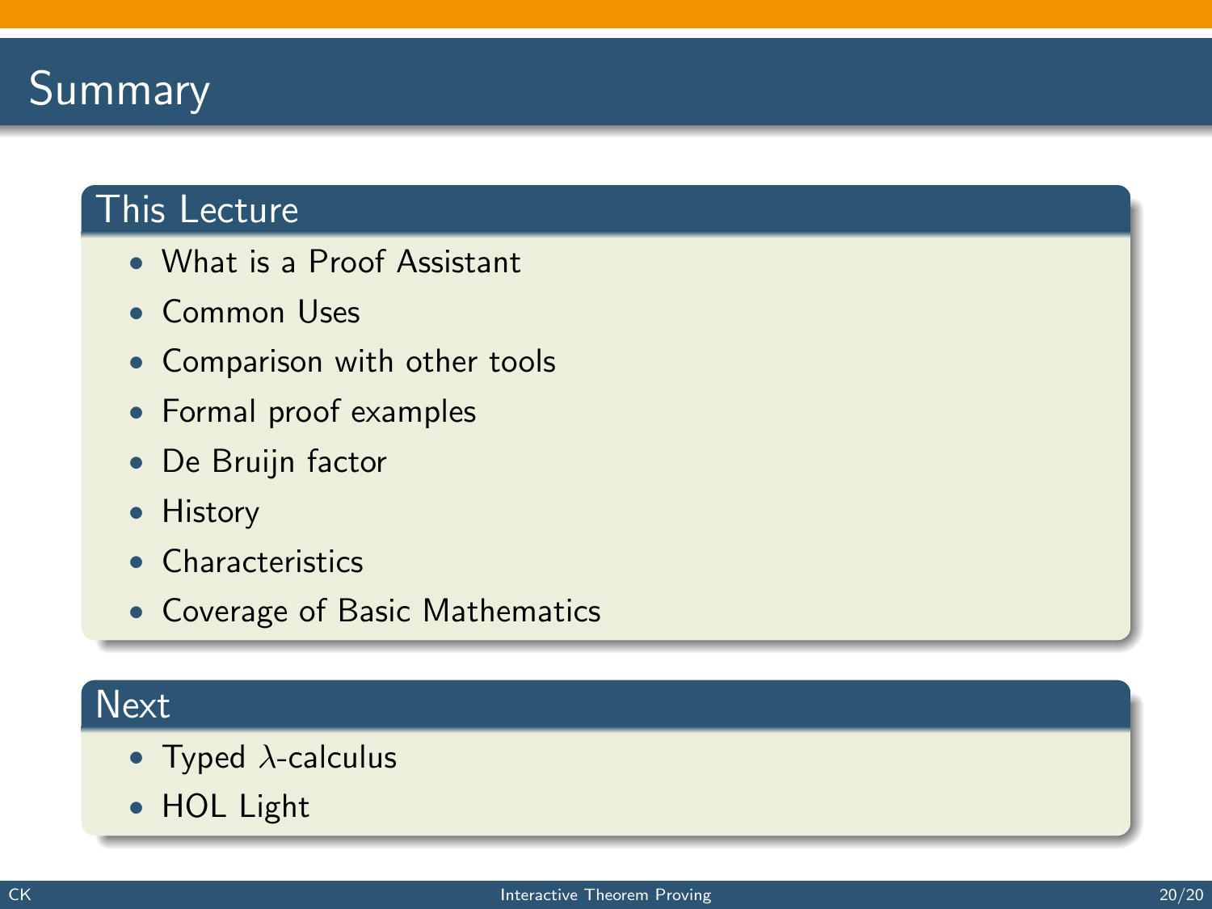# Summary

## This Lecture

- What is a Proof Assistant
- Common Uses
- Comparison with other tools
- Formal proof examples
- De Bruijn factor
- History
- Characteristics
- Coverage of Basic Mathematics

## Next

- Typed $\lambda$-calculus
- HOL Light